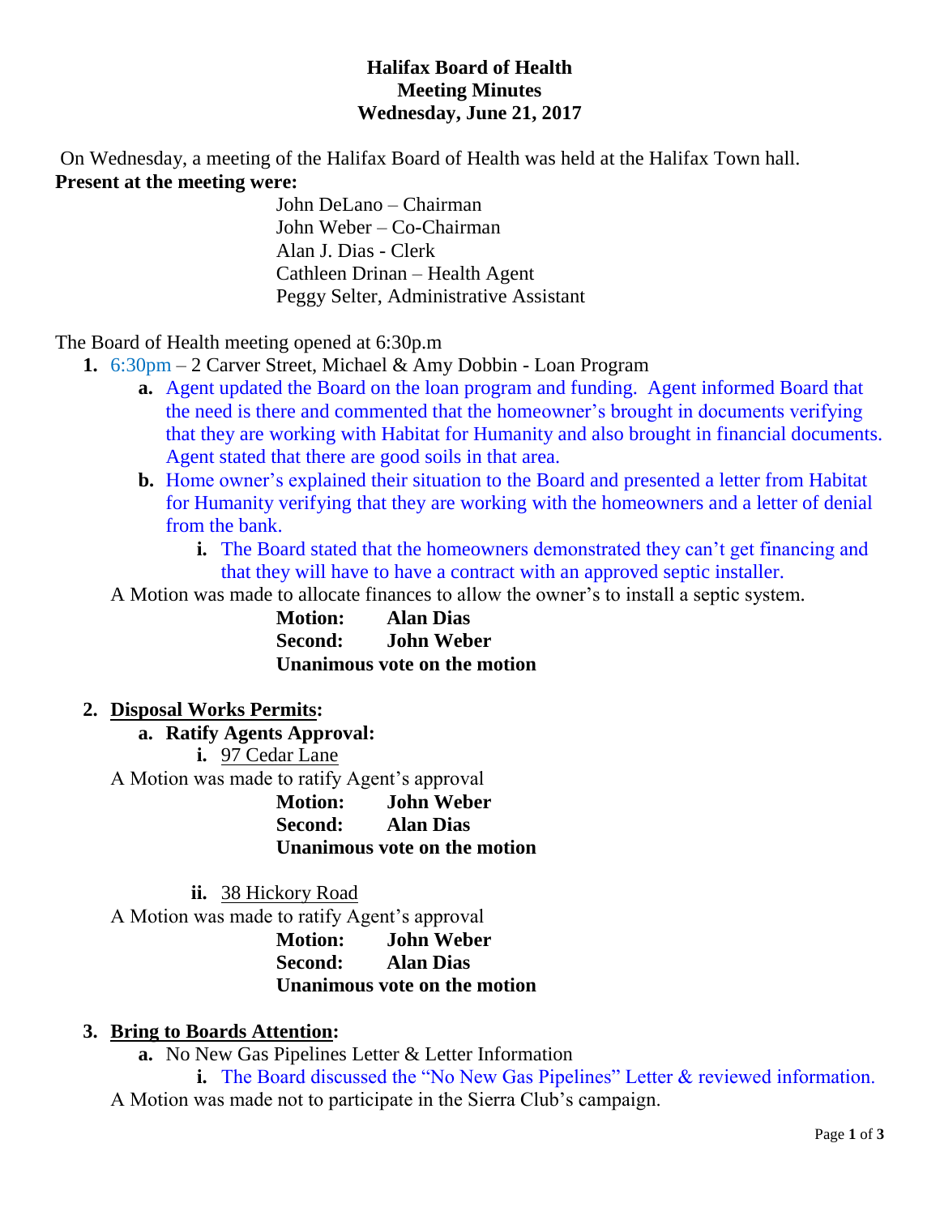**Halifax Board of Health**
**Meeting Minutes**
**Wednesday, June 21, 2017**

On Wednesday, a meeting of the Halifax Board of Health was held at the Halifax Town hall.

**Present at the meeting were:**

John DeLano – Chairman
John Weber – Co-Chairman
Alan J. Dias - Clerk
Cathleen Drinan – Health Agent
Peggy Selter, Administrative Assistant

The Board of Health meeting opened at 6:30p.m

1. 6:30pm – 2 Carver Street, Michael & Amy Dobbin - Loan Program
   a. Agent updated the Board on the loan program and funding. Agent informed Board that the need is there and commented that the homeowner's brought in documents verifying that they are working with Habitat for Humanity and also brought in financial documents. Agent stated that there are good soils in that area.
   b. Home owner's explained their situation to the Board and presented a letter from Habitat for Humanity verifying that they are working with the homeowners and a letter of denial from the bank.
      i. The Board stated that the homeowners demonstrated they can't get financing and that they will have to have a contract with an approved septic installer.

A Motion was made to allocate finances to allow the owner's to install a septic system.

**Motion: Alan Dias**
**Second: John Weber**
**Unanimous vote on the motion**

2. **Disposal Works Permits:**
   a. **Ratify Agents Approval:**
      i. 97 Cedar Lane

A Motion was made to ratify Agent's approval

**Motion: John Weber**
**Second: Alan Dias**
**Unanimous vote on the motion**

      ii. 38 Hickory Road

A Motion was made to ratify Agent's approval

**Motion: John Weber**
**Second: Alan Dias**
**Unanimous vote on the motion**

3. **Bring to Boards Attention:**
   a. No New Gas Pipelines Letter & Letter Information
      i. The Board discussed the "No New Gas Pipelines" Letter & reviewed information.

A Motion was made not to participate in the Sierra Club's campaign.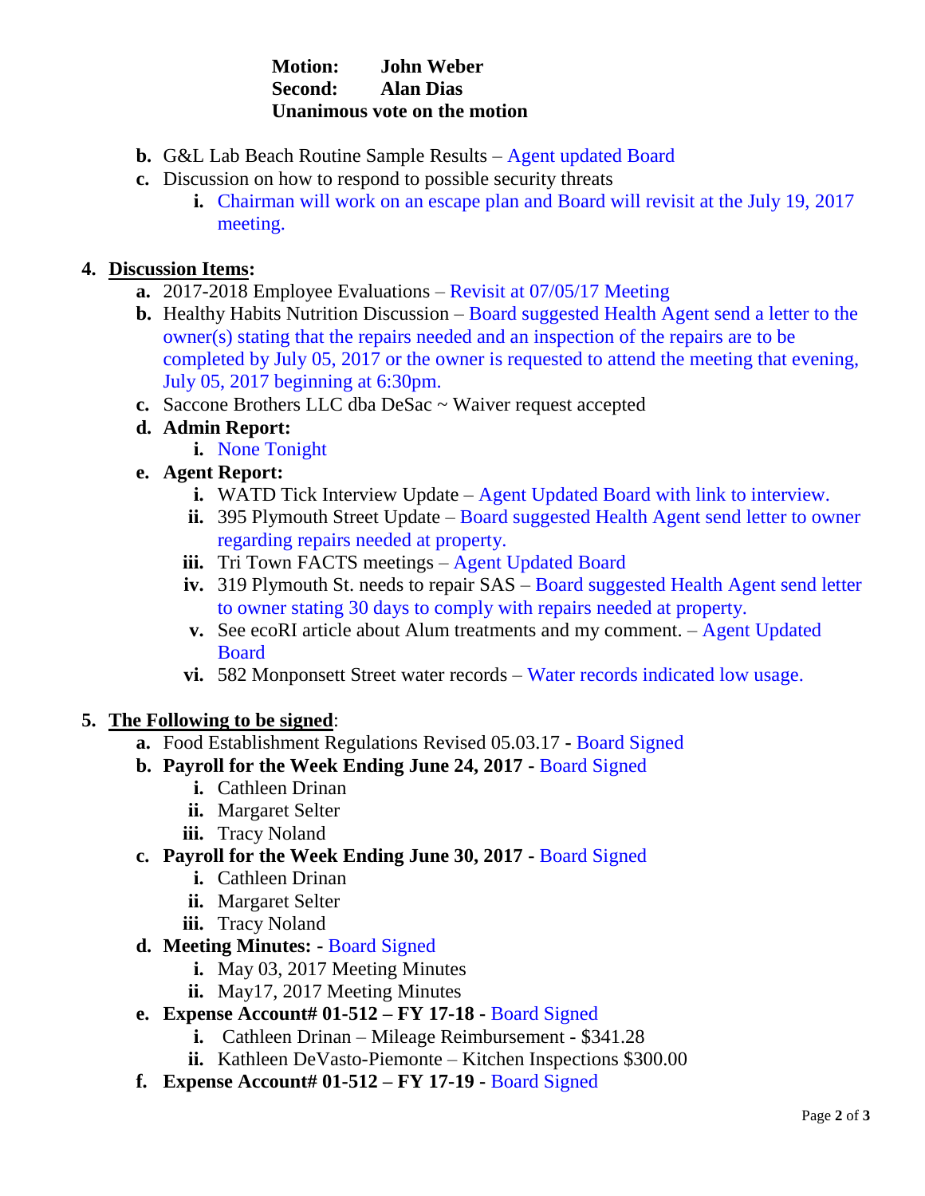**Motion: John Weber**
**Second: Alan Dias**
**Unanimous vote on the motion**

b. G&L Lab Beach Routine Sample Results – Agent updated Board
c. Discussion on how to respond to possible security threats
   i. Chairman will work on an escape plan and Board will revisit at the July 19, 2017 meeting.

4. **Discussion Items:**
   a. 2017-2018 Employee Evaluations – Revisit at 07/05/17 Meeting
   b. Healthy Habits Nutrition Discussion – Board suggested Health Agent send a letter to the owner(s) stating that the repairs needed and an inspection of the repairs are to be completed by July 05, 2017 or the owner is requested to attend the meeting that evening, July 05, 2017 beginning at 6:30pm.
   c. Saccone Brothers LLC dba DeSac ~ Waiver request accepted
   d. **Admin Report:**
      i. None Tonight
   e. **Agent Report:**
      i. WATD Tick Interview Update – Agent Updated Board with link to interview.
      ii. 395 Plymouth Street Update – Board suggested Health Agent send letter to owner regarding repairs needed at property.
      iii. Tri Town FACTS meetings – Agent Updated Board
      iv. 319 Plymouth St. needs to repair SAS – Board suggested Health Agent send letter to owner stating 30 days to comply with repairs needed at property.
      v. See ecoRI article about Alum treatments and my comment. – Agent Updated Board
      vi. 582 Monponsett Street water records – Water records indicated low usage.

5. **The Following to be signed:**
   a. Food Establishment Regulations Revised 05.03.17 - Board Signed
   b. **Payroll for the Week Ending June 24, 2017 -** Board Signed
      i. Cathleen Drinan
      ii. Margaret Selter
      iii. Tracy Noland
   c. **Payroll for the Week Ending June 30, 2017 -** Board Signed
      i. Cathleen Drinan
      ii. Margaret Selter
      iii. Tracy Noland
   d. **Meeting Minutes: -** Board Signed
      i. May 03, 2017 Meeting Minutes
      ii. May17, 2017 Meeting Minutes
   e. **Expense Account# 01-512 – FY 17-18 -** Board Signed
      i. Cathleen Drinan – Mileage Reimbursement - $341.28
      ii. Kathleen DeVasto-Piemonte – Kitchen Inspections $300.00
   f. **Expense Account# 01-512 – FY 17-19 -** Board Signed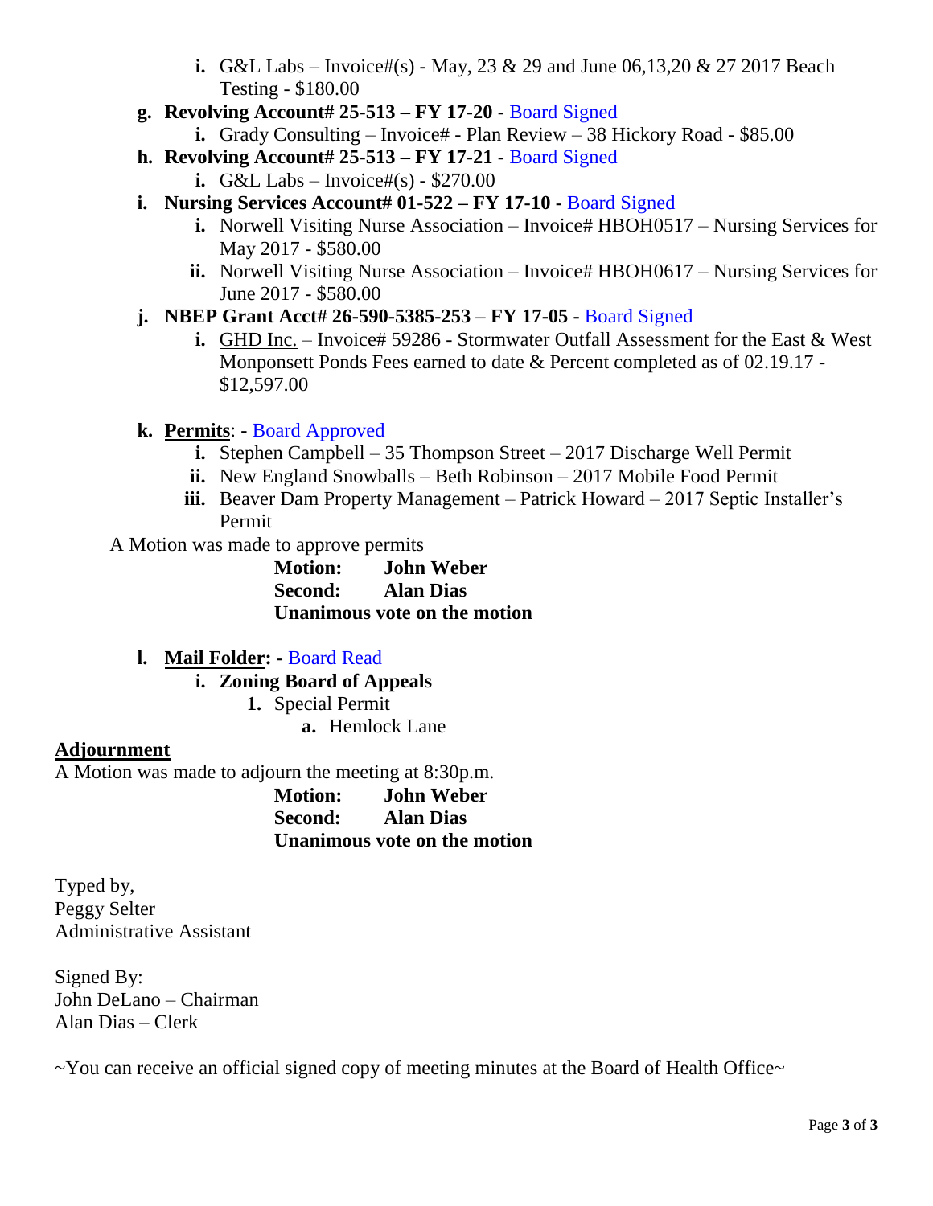- i. G&L Labs – Invoice#(s) - May, 23 & 29 and June 06,13,20 & 27 2017 Beach Testing - $180.00

- **g. Revolving Account# 25-513 – FY 17-20 -** Board Signed
  - i. Grady Consulting – Invoice# - Plan Review – 38 Hickory Road - $85.00
- **h. Revolving Account# 25-513 – FY 17-21 -** Board Signed
  - i. G&L Labs – Invoice#(s) - $270.00
- **i. Nursing Services Account# 01-522 – FY 17-10 -** Board Signed
  - i. Norwell Visiting Nurse Association – Invoice# HBOH0517 – Nursing Services for May 2017 - $580.00
  - ii. Norwell Visiting Nurse Association – Invoice# HBOH0617 – Nursing Services for June 2017 - $580.00
- **j. NBEP Grant Acct# 26-590-5385-253 – FY 17-05 -** Board Signed
  - i. GHD Inc. – Invoice# 59286 - Stormwater Outfall Assessment for the East & West Monponsett Ponds Fees earned to date & Percent completed as of 02.19.17 - $12,597.00

- **k. Permits**: - Board Approved
  - i. Stephen Campbell – 35 Thompson Street – 2017 Discharge Well Permit
  - ii. New England Snowballs – Beth Robinson – 2017 Mobile Food Permit
  - iii. Beaver Dam Property Management – Patrick Howard – 2017 Septic Installer's Permit

A Motion was made to approve permits

**Motion: John Weber**
**Second: Alan Dias**
**Unanimous vote on the motion**

- **l. Mail Folder: -** Board Read
  - **i. Zoning Board of Appeals**
    1. Special Permit
       - a. Hemlock Lane

**Adjournment**

A Motion was made to adjourn the meeting at 8:30p.m.

**Motion: John Weber**
**Second: Alan Dias**
**Unanimous vote on the motion**

Typed by,
Peggy Selter
Administrative Assistant

Signed By:
John DeLano – Chairman
Alan Dias – Clerk

~You can receive an official signed copy of meeting minutes at the Board of Health Office~